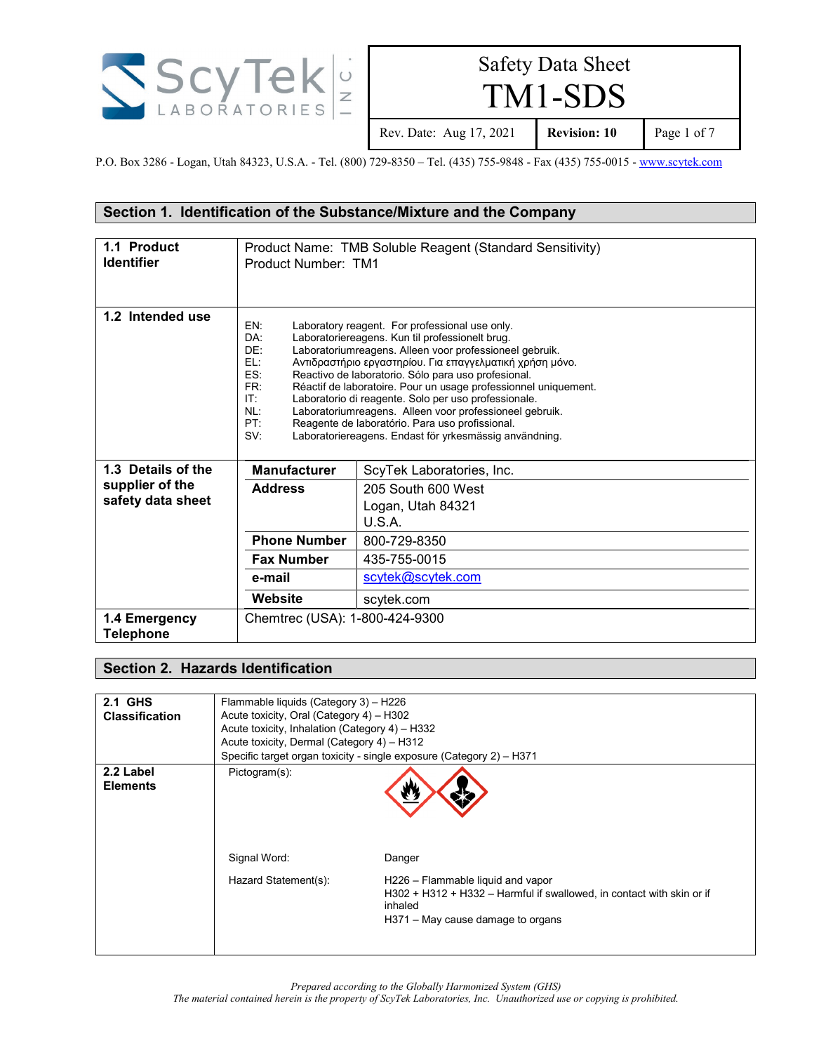# Safety Data Sheet
# TM1-SDS

| Rev. Date: Aug 17, 2021 | **Revision: 10** | Page 1 of 7 |
|---|---|---|

P.O. Box 3286 - Logan, Utah 84323, U.S.A. - Tel. (800) 729-8350 – Tel. (435) 755-9848 - Fax (435) 755-0015 - www.scytek.com

## Section 1. Identification of the Substance/Mixture and the Company

**1.1 Product Identifier**

Product Name: TMB Soluble Reagent (Standard Sensitivity)
Product Number: TM1

**1.2 Intended use**

| | |
|---|---|
| EN: | Laboratory reagent. For professional use only. |
| DA: | Laboratoriereagens. Kun til professionelt brug. |
| DE: | Laboratoriumreagens. Alleen voor professioneel gebruik. |
| EL: | Αντιδραστήριο εργαστηρίου. Για επαγγελματική χρήση μόνο. |
| ES: | Reactivo de laboratorio. Sólo para uso profesional. |
| FR: | Réactif de laboratoire. Pour un usage professionnel uniquement. |
| IT: | Laboratorio di reagente. Solo per uso professionale. |
| NL: | Laboratoriumreagens. Alleen voor professioneel gebruik. |
| PT: | Reagente de laboratório. Para uso profissional. |
| SV: | Laboratoriereagens. Endast för yrkesmässig användning. |

**1.3 Details of the supplier of the safety data sheet**

| | |
|---|---|
| **Manufacturer** | ScyTek Laboratories, Inc. |
| **Address** | 205 South 600 West<br>Logan, Utah 84321<br>U.S.A. |
| **Phone Number** | 800-729-8350 |
| **Fax Number** | 435-755-0015 |
| **e-mail** | scytek@scytek.com |
| **Website** | scytek.com |

**1.4 Emergency Telephone**

Chemtrec (USA): 1-800-424-9300

## Section 2. Hazards Identification

**2.1 GHS Classification**

Flammable liquids (Category 3) – H226
Acute toxicity, Oral (Category 4) – H302
Acute toxicity, Inhalation (Category 4) – H332
Acute toxicity, Dermal (Category 4) – H312
Specific target organ toxicity - single exposure (Category 2) – H371

**2.2 Label Elements**

Pictogram(s):

Signal Word: Danger

Hazard Statement(s):

H226 – Flammable liquid and vapor
H302 + H312 + H332 – Harmful if swallowed, in contact with skin or if inhaled
H371 – May cause damage to organs

*Prepared according to the Globally Harmonized System (GHS)*
*The material contained herein is the property of ScyTek Laboratories, Inc. Unauthorized use or copying is prohibited.*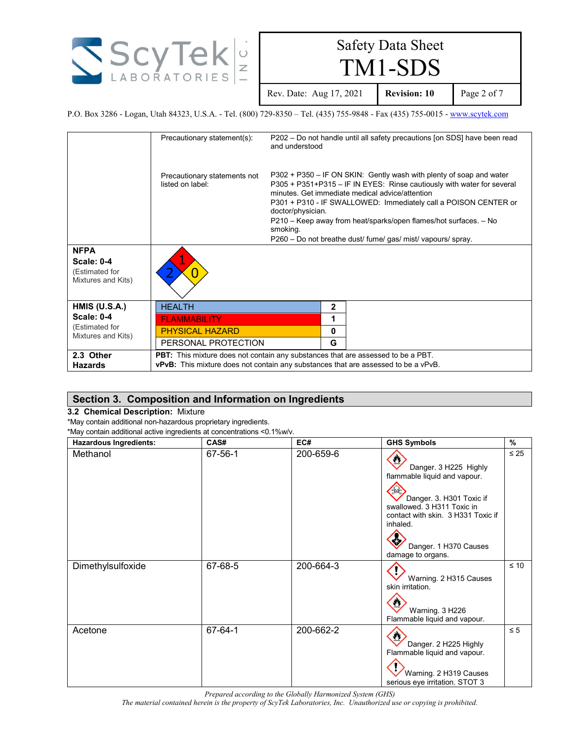| | | |
|---|---|---|
| | Precautionary statement(s): | P202 – Do not handle until all safety precautions [on SDS] have been read and understood |
| | Precautionary statements not listed on label: | P302 + P350 – IF ON SKIN: Gently wash with plenty of soap and water<br>P305 + P351+P315 – IF IN EYES: Rinse cautiously with water for several minutes. Get immediate medical advice/attention<br>P301 + P310 - IF SWALLOWED: Immediately call a POISON CENTER or doctor/physician.<br>P210 – Keep away from heat/sparks/open flames/hot surfaces. – No smoking.<br>P260 – Do not breathe dust/ fume/ gas/ mist/ vapours/ spray. |
| **NFPA Scale: 0-4** (Estimated for Mixtures and Kits) | Health: 2, Flammability: 1, Instability: 0 | |
| **HMIS (U.S.A.) Scale: 0-4** (Estimated for Mixtures and Kits) | HEALTH: 2<br>FLAMMABILITY: 1<br>PHYSICAL HAZARD: 0<br>PERSONAL PROTECTION: G | |
| **2.3 Other Hazards** | **PBT:** This mixture does not contain any substances that are assessed to be a PBT.<br>**vPvB:** This mixture does not contain any substances that are assessed to be a vPvB. | |

## Section 3. Composition and Information on Ingredients

**3.2 Chemical Description:** Mixture

*May contain additional non-hazardous proprietary ingredients.
*May contain additional active ingredients at concentrations <0.1%w/v.

| Hazardous Ingredients: | CAS# | EC# | GHS Symbols | % |
|---|---|---|---|---|
| Methanol | 67-56-1 | 200-659-6 | Danger. 3 H225 Highly flammable liquid and vapour.<br>Danger. 3. H301 Toxic if swallowed. 3 H311 Toxic in contact with skin. 3 H331 Toxic if inhaled.<br>Danger. 1 H370 Causes damage to organs. | ≤ 25 |
| Dimethylsulfoxide | 67-68-5 | 200-664-3 | Warning. 2 H315 Causes skin irritation.<br>Warning. 3 H226 Flammable liquid and vapour. | ≤ 10 |
| Acetone | 67-64-1 | 200-662-2 | Danger. 2 H225 Highly Flammable liquid and vapour.<br>Warning. 2 H319 Causes serious eye irritation. STOT 3 | ≤ 5 |

*Prepared according to the Globally Harmonized System (GHS)*
*The material contained herein is the property of ScyTek Laboratories, Inc. Unauthorized use or copying is prohibited.*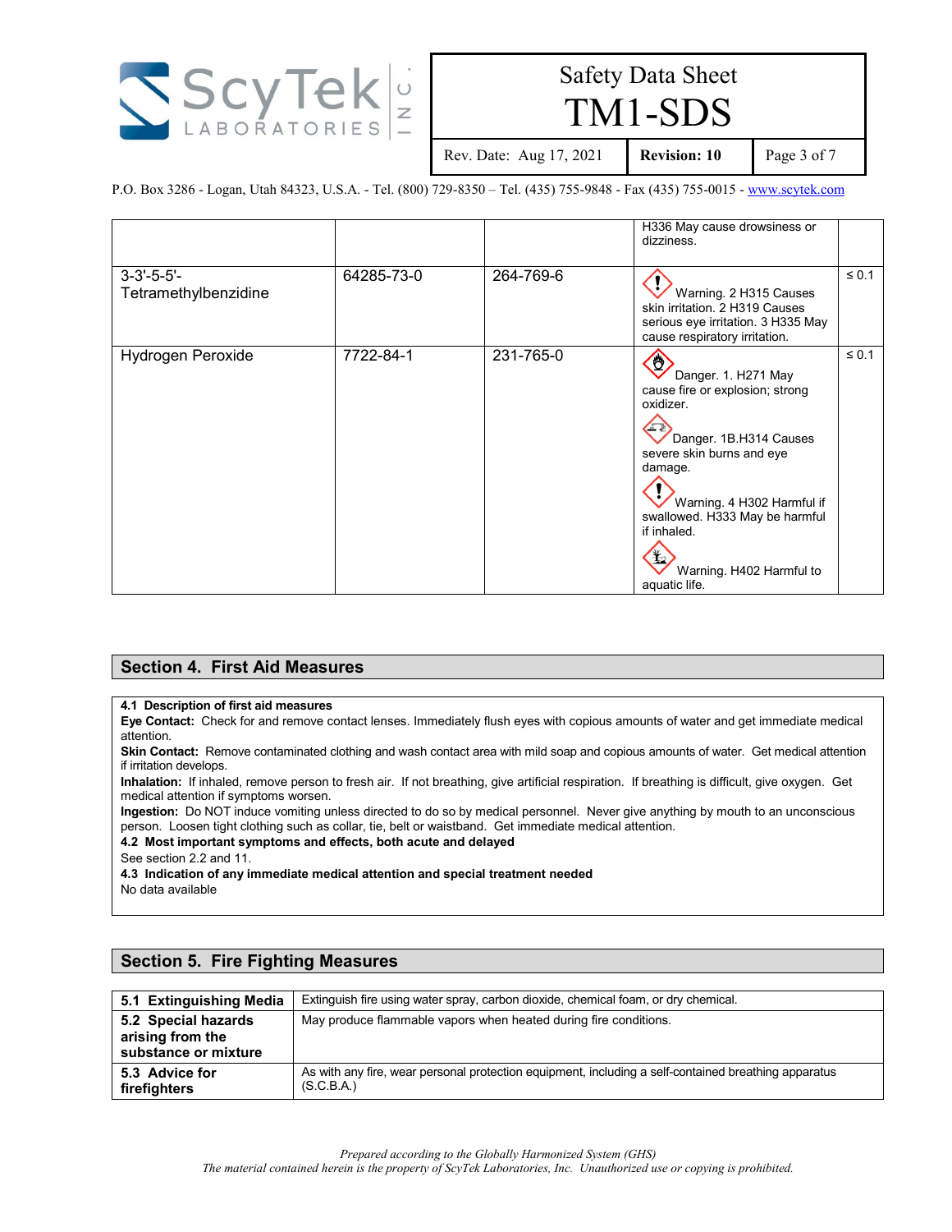|  |  |  | H336 May cause drowsiness or dizziness. |  |
|---|---|---|---|---|
| 3-3'-5-5'-Tetramethylbenzidine | 64285-73-0 | 264-769-6 | Warning. 2 H315 Causes skin irritation. 2 H319 Causes serious eye irritation. 3 H335 May cause respiratory irritation. | ≤ 0.1 |
| Hydrogen Peroxide | 7722-84-1 | 231-765-0 | Danger. 1. H271 May cause fire or explosion; strong oxidizer. Danger. 1B.H314 Causes severe skin burns and eye damage. Warning. 4 H302 Harmful if swallowed. H333 May be harmful if inhaled. Warning. H402 Harmful to aquatic life. | ≤ 0.1 |

## Section 4. First Aid Measures

**4.1 Description of first aid measures**

**Eye Contact:** Check for and remove contact lenses. Immediately flush eyes with copious amounts of water and get immediate medical attention.

**Skin Contact:** Remove contaminated clothing and wash contact area with mild soap and copious amounts of water. Get medical attention if irritation develops.

**Inhalation:** If inhaled, remove person to fresh air. If not breathing, give artificial respiration. If breathing is difficult, give oxygen. Get medical attention if symptoms worsen.

**Ingestion:** Do NOT induce vomiting unless directed to do so by medical personnel. Never give anything by mouth to an unconscious person. Loosen tight clothing such as collar, tie, belt or waistband. Get immediate medical attention.

**4.2 Most important symptoms and effects, both acute and delayed**

See section 2.2 and 11.

**4.3 Indication of any immediate medical attention and special treatment needed**

No data available

## Section 5. Fire Fighting Measures

| **5.1 Extinguishing Media** | Extinguish fire using water spray, carbon dioxide, chemical foam, or dry chemical. |
|---|---|
| **5.2 Special hazards arising from the substance or mixture** | May produce flammable vapors when heated during fire conditions. |
| **5.3 Advice for firefighters** | As with any fire, wear personal protection equipment, including a self-contained breathing apparatus (S.C.B.A.) |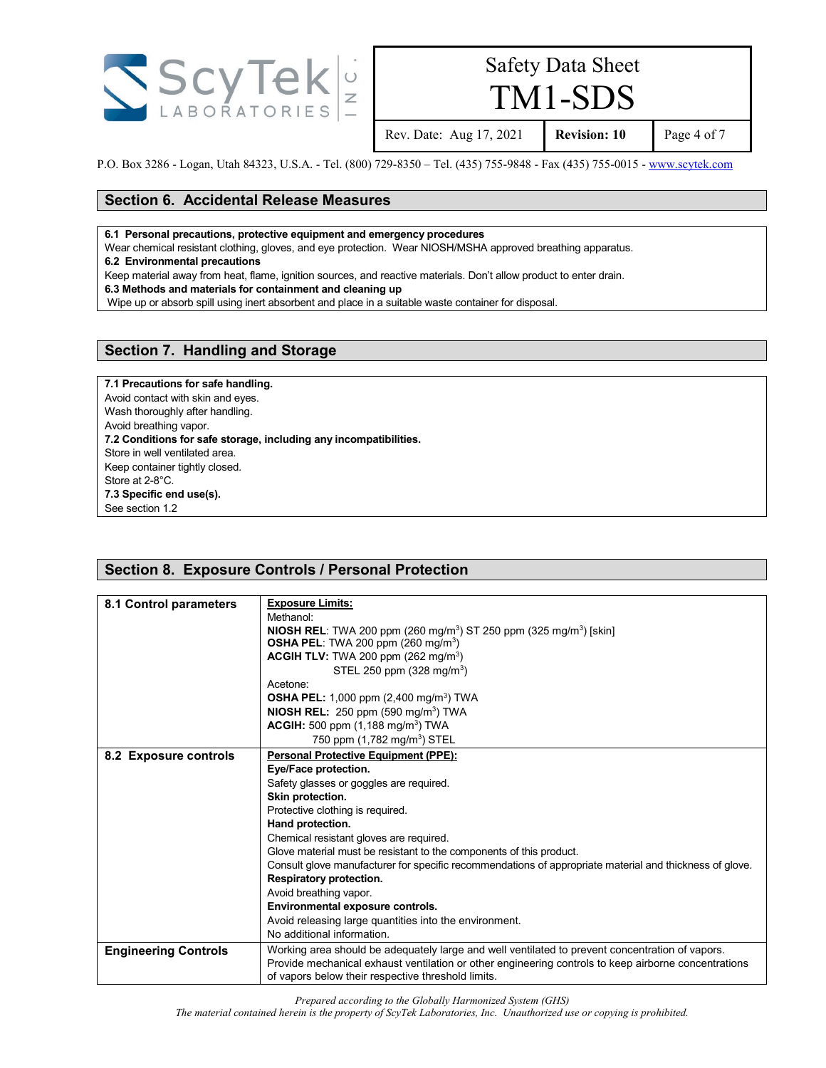## Section 6. Accidental Release Measures

**6.1 Personal precautions, protective equipment and emergency procedures**

Wear chemical resistant clothing, gloves, and eye protection. Wear NIOSH/MSHA approved breathing apparatus.

**6.2 Environmental precautions**

Keep material away from heat, flame, ignition sources, and reactive materials. Don't allow product to enter drain.

**6.3 Methods and materials for containment and cleaning up**

Wipe up or absorb spill using inert absorbent and place in a suitable waste container for disposal.

## Section 7. Handling and Storage

**7.1 Precautions for safe handling.**

Avoid contact with skin and eyes.
Wash thoroughly after handling.
Avoid breathing vapor.

**7.2 Conditions for safe storage, including any incompatibilities.**

Store in well ventilated area.
Keep container tightly closed.
Store at 2-8°C.

**7.3 Specific end use(s).**

See section 1.2

## Section 8. Exposure Controls / Personal Protection

| | |
|---|---|
| **8.1 Control parameters** | **Exposure Limits:**<br>Methanol:<br>**NIOSH REL**: TWA 200 ppm (260 mg/m$^3$) ST 250 ppm (325 mg/m$^3$) [skin]<br>**OSHA PEL**: TWA 200 ppm (260 mg/m$^3$)<br>**ACGIH TLV:** TWA 200 ppm (262 mg/m$^3$)<br>STEL 250 ppm (328 mg/m$^3$)<br>Acetone:<br>**OSHA PEL:** 1,000 ppm (2,400 mg/m$^3$) TWA<br>**NIOSH REL:** 250 ppm (590 mg/m$^3$) TWA<br>**ACGIH:** 500 ppm (1,188 mg/m$^3$) TWA<br>750 ppm (1,782 mg/m$^3$) STEL |
| **8.2 Exposure controls** | **Personal Protective Equipment (PPE):**<br>**Eye/Face protection.**<br>Safety glasses or goggles are required.<br>**Skin protection.**<br>Protective clothing is required.<br>**Hand protection.**<br>Chemical resistant gloves are required.<br>Glove material must be resistant to the components of this product.<br>Consult glove manufacturer for specific recommendations of appropriate material and thickness of glove.<br>**Respiratory protection.**<br>Avoid breathing vapor.<br>**Environmental exposure controls.**<br>Avoid releasing large quantities into the environment.<br>No additional information. |
| **Engineering Controls** | Working area should be adequately large and well ventilated to prevent concentration of vapors. Provide mechanical exhaust ventilation or other engineering controls to keep airborne concentrations of vapors below their respective threshold limits. |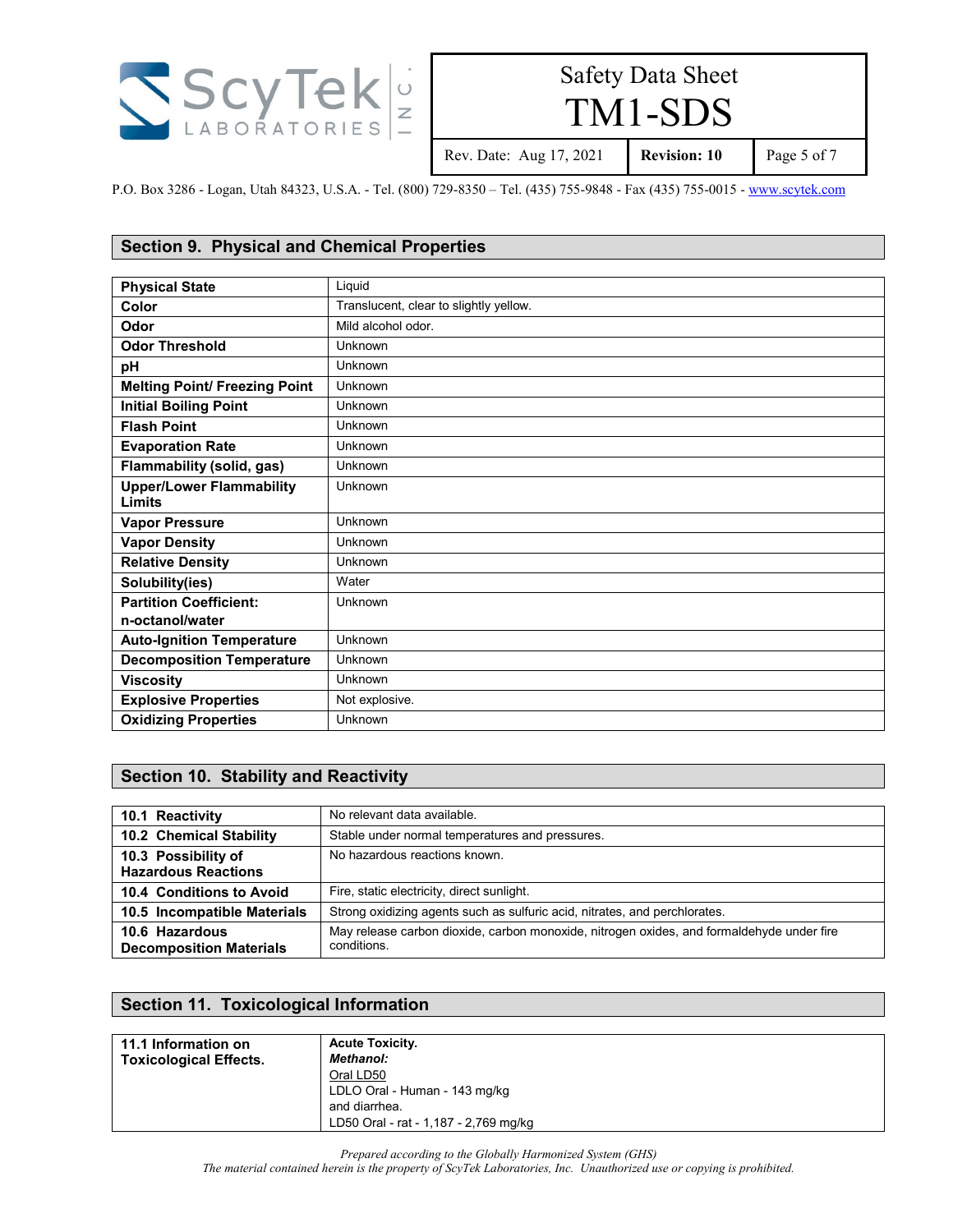## Section 9. Physical and Chemical Properties

| | |
|---|---|
| **Physical State** | Liquid |
| **Color** | Translucent, clear to slightly yellow. |
| **Odor** | Mild alcohol odor. |
| **Odor Threshold** | Unknown |
| **pH** | Unknown |
| **Melting Point/ Freezing Point** | Unknown |
| **Initial Boiling Point** | Unknown |
| **Flash Point** | Unknown |
| **Evaporation Rate** | Unknown |
| **Flammability (solid, gas)** | Unknown |
| **Upper/Lower Flammability Limits** | Unknown |
| **Vapor Pressure** | Unknown |
| **Vapor Density** | Unknown |
| **Relative Density** | Unknown |
| **Solubility(ies)** | Water |
| **Partition Coefficient: n-octanol/water** | Unknown |
| **Auto-Ignition Temperature** | Unknown |
| **Decomposition Temperature** | Unknown |
| **Viscosity** | Unknown |
| **Explosive Properties** | Not explosive. |
| **Oxidizing Properties** | Unknown |

## Section 10. Stability and Reactivity

| | |
|---|---|
| **10.1 Reactivity** | No relevant data available. |
| **10.2 Chemical Stability** | Stable under normal temperatures and pressures. |
| **10.3 Possibility of Hazardous Reactions** | No hazardous reactions known. |
| **10.4 Conditions to Avoid** | Fire, static electricity, direct sunlight. |
| **10.5 Incompatible Materials** | Strong oxidizing agents such as sulfuric acid, nitrates, and perchlorates. |
| **10.6 Hazardous Decomposition Materials** | May release carbon dioxide, carbon monoxide, nitrogen oxides, and formaldehyde under fire conditions. |

## Section 11. Toxicological Information

| | |
|---|---|
| **11.1 Information on Toxicological Effects.** | **Acute Toxicity.**<br>***Methanol:***<br>Oral LD50<br>LDLO Oral - Human - 143 mg/kg<br>and diarrhea.<br>LD50 Oral - rat - 1,187 - 2,769 mg/kg |

*Prepared according to the Globally Harmonized System (GHS)*

*The material contained herein is the property of ScyTek Laboratories, Inc. Unauthorized use or copying is prohibited.*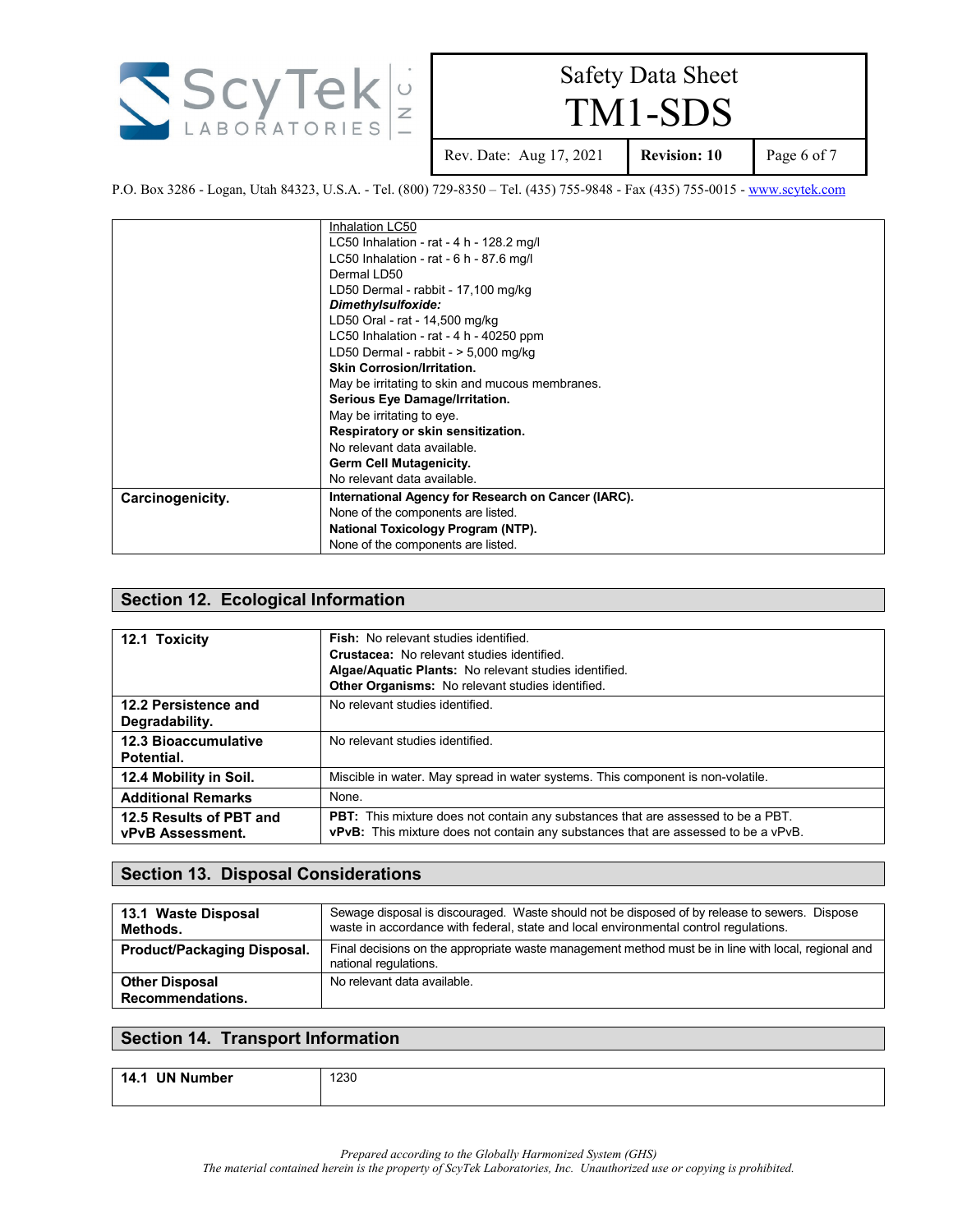| | |
|---|---|
| | Inhalation LC50<br>LC50 Inhalation - rat - 4 h - 128.2 mg/l<br>LC50 Inhalation - rat - 6 h - 87.6 mg/l<br>Dermal LD50<br>LD50 Dermal - rabbit - 17,100 mg/kg<br>***Dimethylsulfoxide:***<br>LD50 Oral - rat - 14,500 mg/kg<br>LC50 Inhalation - rat - 4 h - 40250 ppm<br>LD50 Dermal - rabbit - > 5,000 mg/kg<br>**Skin Corrosion/Irritation.**<br>May be irritating to skin and mucous membranes.<br>**Serious Eye Damage/Irritation.**<br>May be irritating to eye.<br>**Respiratory or skin sensitization.**<br>No relevant data available.<br>**Germ Cell Mutagenicity.**<br>No relevant data available. |
| **Carcinogenicity.** | **International Agency for Research on Cancer (IARC).**<br>None of the components are listed.<br>**National Toxicology Program (NTP).**<br>None of the components are listed. |

## Section 12. Ecological Information

| | |
|---|---|
| **12.1 Toxicity** | **Fish:** No relevant studies identified.<br>**Crustacea:** No relevant studies identified.<br>**Algae/Aquatic Plants:** No relevant studies identified.<br>**Other Organisms:** No relevant studies identified. |
| **12.2 Persistence and Degradability.** | No relevant studies identified. |
| **12.3 Bioaccumulative Potential.** | No relevant studies identified. |
| **12.4 Mobility in Soil.** | Miscible in water. May spread in water systems. This component is non-volatile. |
| **Additional Remarks** | None. |
| **12.5 Results of PBT and vPvB Assessment.** | **PBT:** This mixture does not contain any substances that are assessed to be a PBT.<br>**vPvB:** This mixture does not contain any substances that are assessed to be a vPvB. |

## Section 13. Disposal Considerations

| | |
|---|---|
| **13.1 Waste Disposal Methods.** | Sewage disposal is discouraged. Waste should not be disposed of by release to sewers. Dispose waste in accordance with federal, state and local environmental control regulations. |
| **Product/Packaging Disposal.** | Final decisions on the appropriate waste management method must be in line with local, regional and national regulations. |
| **Other Disposal Recommendations.** | No relevant data available. |

## Section 14. Transport Information

| | |
|---|---|
| **14.1 UN Number** | 1230 |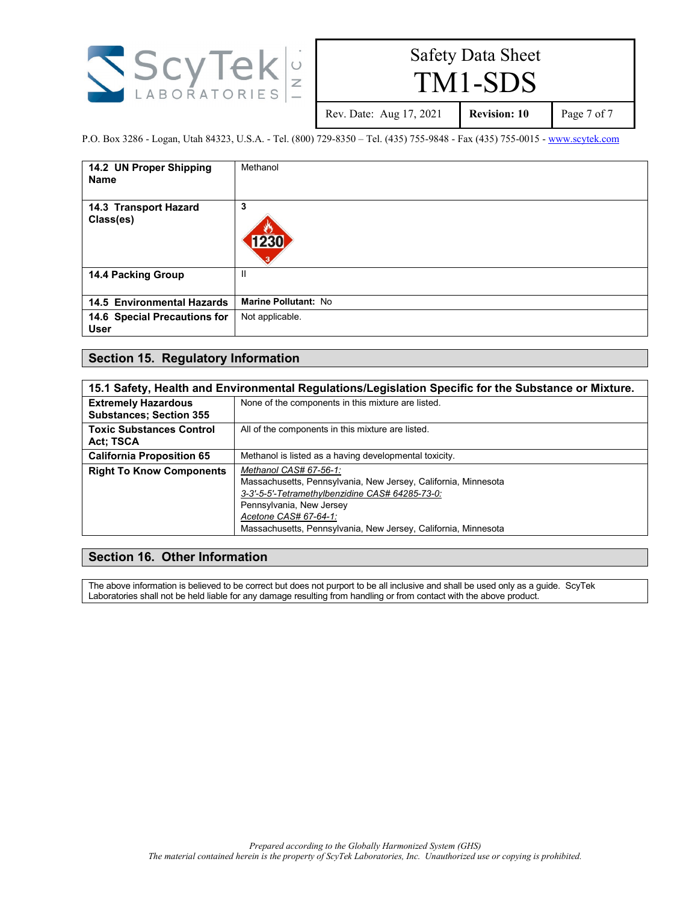| | |
|---|---|
| **14.2 UN Proper Shipping Name** | Methanol |
| **14.3 Transport Hazard Class(es)** | 3 |
| **14.4 Packing Group** | II |
| **14.5 Environmental Hazards** | **Marine Pollutant:** No |
| **14.6 Special Precautions for User** | Not applicable. |

## Section 15. Regulatory Information

| **15.1 Safety, Health and Environmental Regulations/Legislation Specific for the Substance or Mixture.** | |
|---|---|
| **Extremely Hazardous Substances; Section 355** | None of the components in this mixture are listed. |
| **Toxic Substances Control Act; TSCA** | All of the components in this mixture are listed. |
| **California Proposition 65** | Methanol is listed as a having developmental toxicity. |
| **Right To Know Components** | *Methanol CAS# 67-56-1:*<br>Massachusetts, Pennsylvania, New Jersey, California, Minnesota<br>*3-3'-5-5'-Tetramethylbenzidine CAS# 64285-73-0:*<br>Pennsylvania, New Jersey<br>*Acetone CAS# 67-64-1:*<br>Massachusetts, Pennsylvania, New Jersey, California, Minnesota |

## Section 16. Other Information

The above information is believed to be correct but does not purport to be all inclusive and shall be used only as a guide. ScyTek Laboratories shall not be held liable for any damage resulting from handling or from contact with the above product.